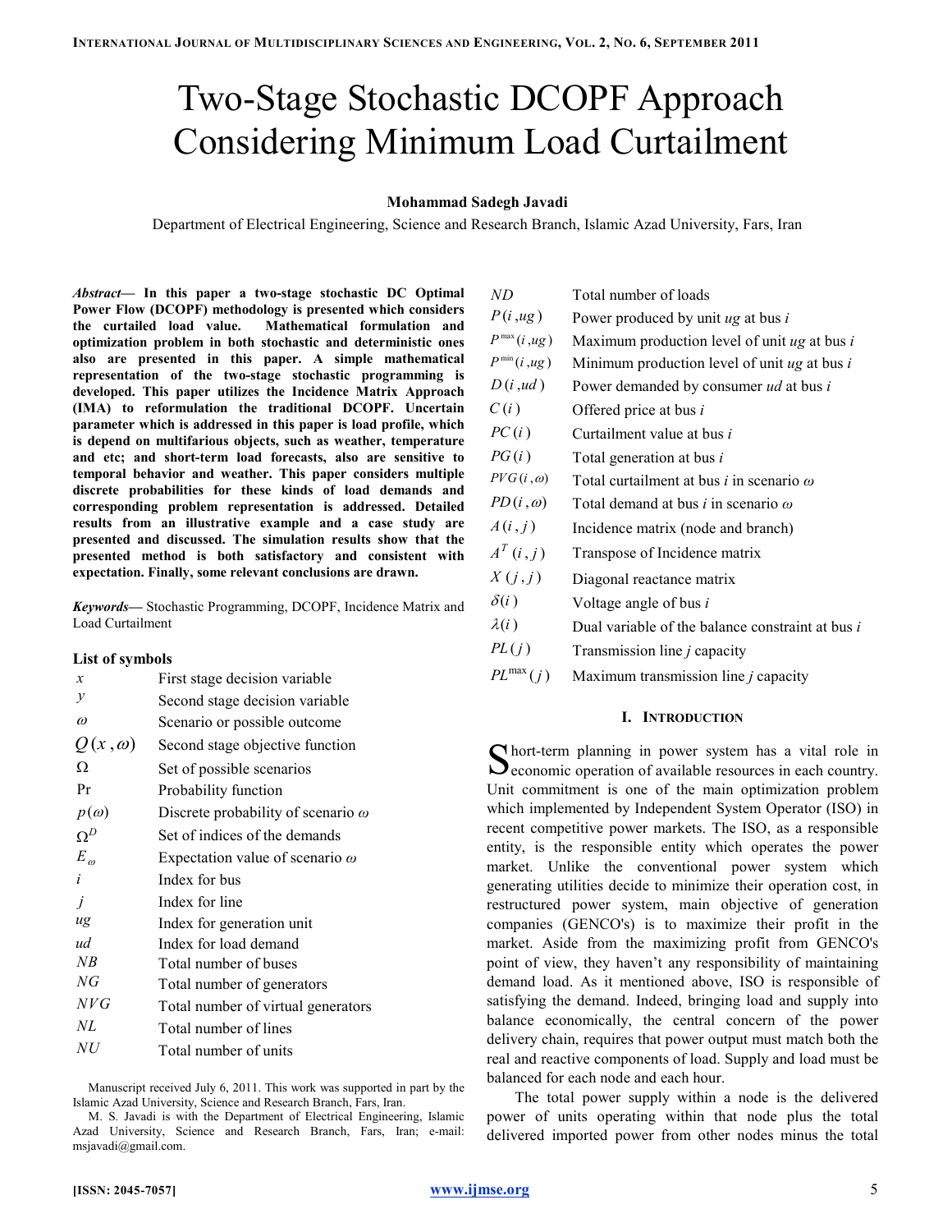# Two-Stage Stochastic DCOPF Approach Considering Minimum Load Curtailment

**Mohammad Sadegh Javadi**

Department of Electrical Engineering, Science and Research Branch, Islamic Azad University, Fars, Iran

***Abstract*— In this paper a two-stage stochastic DC Optimal Power Flow (DCOPF) methodology is presented which considers the curtailed load value. Mathematical formulation and optimization problem in both stochastic and deterministic ones also are presented in this paper. A simple mathematical representation of the two-stage stochastic programming is developed. This paper utilizes the Incidence Matrix Approach (IMA) to reformulation the traditional DCOPF. Uncertain parameter which is addressed in this paper is load profile, which is depend on multifarious objects, such as weather, temperature and etc; and short-term load forecasts, also are sensitive to temporal behavior and weather. This paper considers multiple discrete probabilities for these kinds of load demands and corresponding problem representation is addressed. Detailed results from an illustrative example and a case study are presented and discussed. The simulation results show that the presented method is both satisfactory and consistent with expectation. Finally, some relevant conclusions are drawn.**

***Keywords*—** Stochastic Programming, DCOPF, Incidence Matrix and Load Curtailment

**List of symbols**

| Symbol | Description |
|---|---|
| $x$ | First stage decision variable |
| $y$ | Second stage decision variable |
| $\omega$ | Scenario or possible outcome |
| $Q(x,\omega)$ | Second stage objective function |
| $\Omega$ | Set of possible scenarios |
| Pr | Probability function |
| $p(\omega)$ | Discrete probability of scenario $\omega$ |
| $\Omega^D$ | Set of indices of the demands |
| $E_{\omega}$ | Expectation value of scenario $\omega$ |
| $i$ | Index for bus |
| $j$ | Index for line |
| $ug$ | Index for generation unit |
| $ud$ | Index for load demand |
| $NB$ | Total number of buses |
| $NG$ | Total number of generators |
| $NVG$ | Total number of virtual generators |
| $NL$ | Total number of lines |
| $NU$ | Total number of units |
| $ND$ | Total number of loads |
| $P(i,ug)$ | Power produced by unit $ug$ at bus $i$ |
| $P^{\max}(i,ug)$ | Maximum production level of unit $ug$ at bus $i$ |
| $P^{\min}(i,ug)$ | Minimum production level of unit $ug$ at bus $i$ |
| $D(i,ud)$ | Power demanded by consumer $ud$ at bus $i$ |
| $C(i)$ | Offered price at bus $i$ |
| $PC(i)$ | Curtailment value at bus $i$ |
| $PG(i)$ | Total generation at bus $i$ |
| $PVG(i,\omega)$ | Total curtailment at bus $i$ in scenario $\omega$ |
| $PD(i,\omega)$ | Total demand at bus $i$ in scenario $\omega$ |
| $A(i,j)$ | Incidence matrix (node and branch) |
| $A^T(i,j)$ | Transpose of Incidence matrix |
| $X(j,j)$ | Diagonal reactance matrix |
| $\delta(i)$ | Voltage angle of bus $i$ |
| $\lambda(i)$ | Dual variable of the balance constraint at bus $i$ |
| $PL(j)$ | Transmission line $j$ capacity |
| $PL^{\max}(j)$ | Maximum transmission line $j$ capacity |

Manuscript received July 6, 2011. This work was supported in part by the Islamic Azad University, Science and Research Branch, Fars, Iran.

M. S. Javadi is with the Department of Electrical Engineering, Islamic Azad University, Science and Research Branch, Fars, Iran; e-mail: msjavadi@gmail.com.

## I. Introduction

Short-term planning in power system has a vital role in economic operation of available resources in each country. Unit commitment is one of the main optimization problem which implemented by Independent System Operator (ISO) in recent competitive power markets. The ISO, as a responsible entity, is the responsible entity which operates the power market. Unlike the conventional power system which generating utilities decide to minimize their operation cost, in restructured power system, main objective of generation companies (GENCO's) is to maximize their profit in the market. Aside from the maximizing profit from GENCO's point of view, they haven't any responsibility of maintaining demand load. As it mentioned above, ISO is responsible of satisfying the demand. Indeed, bringing load and supply into balance economically, the central concern of the power delivery chain, requires that power output must match both the real and reactive components of load. Supply and load must be balanced for each node and each hour.

The total power supply within a node is the delivered power of units operating within that node plus the total delivered imported power from other nodes minus the total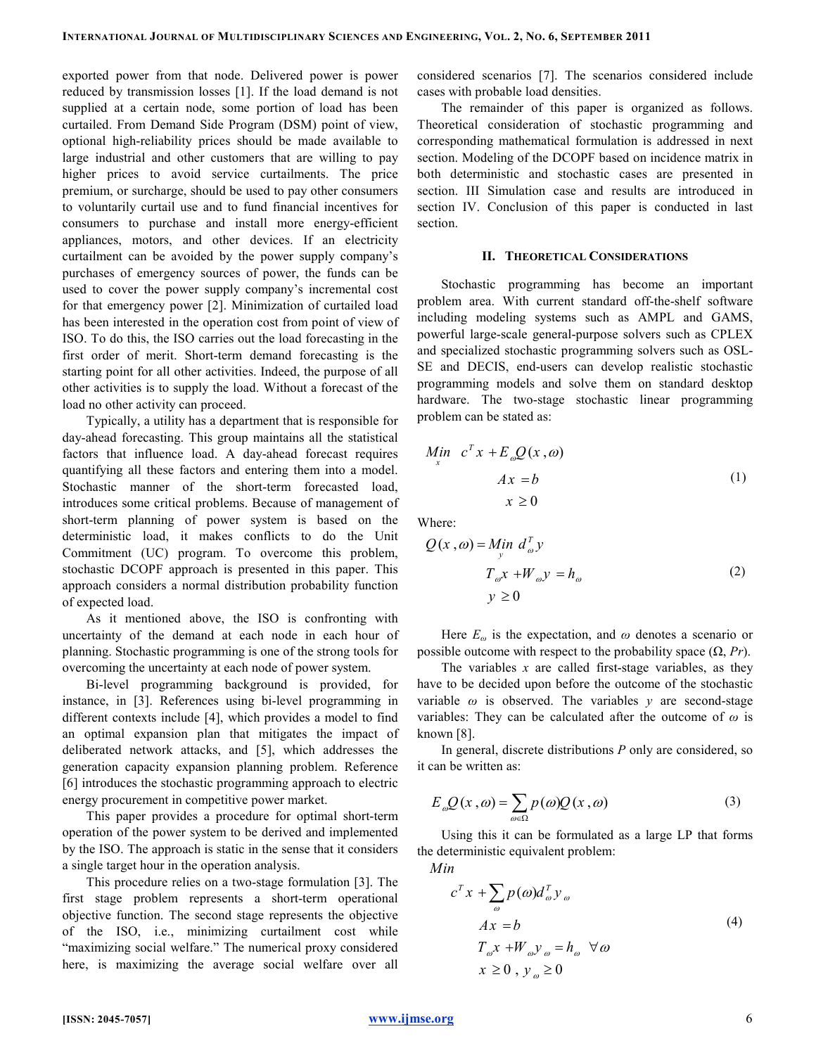exported power from that node. Delivered power is power reduced by transmission losses [1]. If the load demand is not supplied at a certain node, some portion of load has been curtailed. From Demand Side Program (DSM) point of view, optional high-reliability prices should be made available to large industrial and other customers that are willing to pay higher prices to avoid service curtailments. The price premium, or surcharge, should be used to pay other consumers to voluntarily curtail use and to fund financial incentives for consumers to purchase and install more energy-efficient appliances, motors, and other devices. If an electricity curtailment can be avoided by the power supply company's purchases of emergency sources of power, the funds can be used to cover the power supply company's incremental cost for that emergency power [2]. Minimization of curtailed load has been interested in the operation cost from point of view of ISO. To do this, the ISO carries out the load forecasting in the first order of merit. Short-term demand forecasting is the starting point for all other activities. Indeed, the purpose of all other activities is to supply the load. Without a forecast of the load no other activity can proceed.

Typically, a utility has a department that is responsible for day-ahead forecasting. This group maintains all the statistical factors that influence load. A day-ahead forecast requires quantifying all these factors and entering them into a model. Stochastic manner of the short-term forecasted load, introduces some critical problems. Because of management of short-term planning of power system is based on the deterministic load, it makes conflicts to do the Unit Commitment (UC) program. To overcome this problem, stochastic DCOPF approach is presented in this paper. This approach considers a normal distribution probability function of expected load.

As it mentioned above, the ISO is confronting with uncertainty of the demand at each node in each hour of planning. Stochastic programming is one of the strong tools for overcoming the uncertainty at each node of power system.

Bi-level programming background is provided, for instance, in [3]. References using bi-level programming in different contexts include [4], which provides a model to find an optimal expansion plan that mitigates the impact of deliberated network attacks, and [5], which addresses the generation capacity expansion planning problem. Reference [6] introduces the stochastic programming approach to electric energy procurement in competitive power market.

This paper provides a procedure for optimal short-term operation of the power system to be derived and implemented by the ISO. The approach is static in the sense that it considers a single target hour in the operation analysis.

This procedure relies on a two-stage formulation [3]. The first stage problem represents a short-term operational objective function. The second stage represents the objective of the ISO, i.e., minimizing curtailment cost while "maximizing social welfare." The numerical proxy considered here, is maximizing the average social welfare over all considered scenarios [7]. The scenarios considered include cases with probable load densities.

The remainder of this paper is organized as follows. Theoretical consideration of stochastic programming and corresponding mathematical formulation is addressed in next section. Modeling of the DCOPF based on incidence matrix in both deterministic and stochastic cases are presented in section. III Simulation case and results are introduced in section IV. Conclusion of this paper is conducted in last section.

## II. Theoretical Considerations

Stochastic programming has become an important problem area. With current standard off-the-shelf software including modeling systems such as AMPL and GAMS, powerful large-scale general-purpose solvers such as CPLEX and specialized stochastic programming solvers such as OSL-SE and DECIS, end-users can develop realistic stochastic programming models and solve them on standard desktop hardware. The two-stage stochastic linear programming problem can be stated as:

$$\begin{aligned} \min_{x} \quad & c^T x + E_\omega Q(x,\omega) \\ & Ax = b \\ & x \geq 0 \end{aligned} \tag{1}$$

Where:

$$\begin{aligned} Q(x,\omega) = \min_{y} \quad & d_\omega^T y \\ & T_\omega x + W_\omega y = h_\omega \\ & y \geq 0 \end{aligned} \tag{2}$$

Here $E_\omega$ is the expectation, and $\omega$ denotes a scenario or possible outcome with respect to the probability space ($\Omega$, $Pr$).

The variables $x$ are called first-stage variables, as they have to be decided upon before the outcome of the stochastic variable $\omega$ is observed. The variables $y$ are second-stage variables: They can be calculated after the outcome of $\omega$ is known [8].

In general, discrete distributions $P$ only are considered, so it can be written as:

$$E_\omega Q(x,\omega) = \sum_{\omega \in \Omega} p(\omega) Q(x,\omega) \tag{3}$$

Using this it can be formulated as a large LP that forms the deterministic equivalent problem:

$$\begin{aligned} \min \quad & c^T x + \sum_{\omega} p(\omega) d_\omega^T y_\omega \\ & Ax = b \\ & T_\omega x + W_\omega y_\omega = h_\omega \quad \forall \omega \\ & x \geq 0 \,,\; y_\omega \geq 0 \end{aligned} \tag{4}$$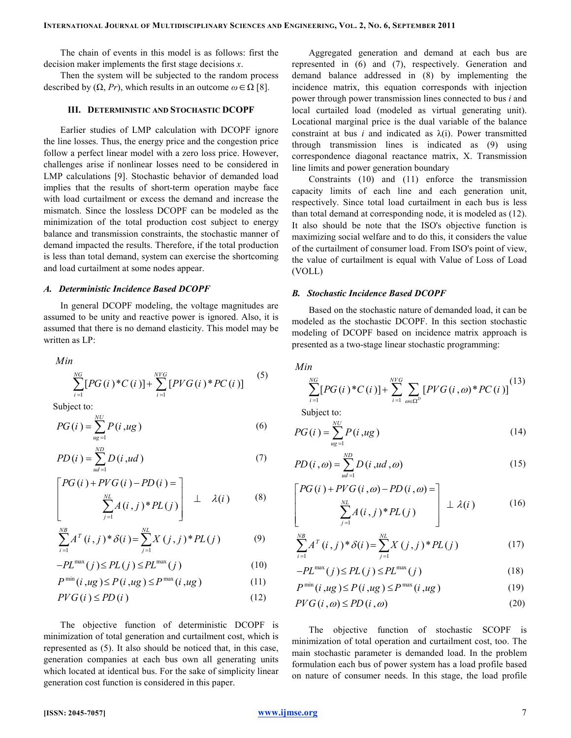The chain of events in this model is as follows: first the decision maker implements the first stage decisions $x$.

Then the system will be subjected to the random process described by $(\Omega, Pr)$, which results in an outcome $\omega \in \Omega$ [8].

## III. Deterministic and Stochastic DCOPF

Earlier studies of LMP calculation with DCOPF ignore the line losses. Thus, the energy price and the congestion price follow a perfect linear model with a zero loss price. However, challenges arise if nonlinear losses need to be considered in LMP calculations [9]. Stochastic behavior of demanded load implies that the results of short-term operation maybe face with load curtailment or excess the demand and increase the mismatch. Since the lossless DCOPF can be modeled as the minimization of the total production cost subject to energy balance and transmission constraints, the stochastic manner of demand impacted the results. Therefore, if the total production is less than total demand, system can exercise the shortcoming and load curtailment at some nodes appear.

### A. *Deterministic Incidence Based DCOPF*

In general DCOPF modeling, the voltage magnitudes are assumed to be unity and reactive power is ignored. Also, it is assumed that there is no demand elasticity. This model may be written as LP:

*Min*

$$\sum_{i=1}^{NG}[PG(i)*C(i)]+\sum_{i=1}^{NVG}[PVG(i)*PC(i)] \tag{5}$$

Subject to:

$$PG(i)=\sum_{ug=1}^{NU}P(i,ug) \tag{6}$$

$$PD(i)=\sum_{ud=1}^{ND}D(i,ud) \tag{7}$$

$$\begin{bmatrix} PG(i)+PVG(i)-PD(i)= \\ \sum_{j=1}^{NL}A(i,j)*PL(j) \end{bmatrix} \perp \lambda(i) \tag{8}$$

$$\sum_{i=1}^{NB}A^{T}(i,j)*\delta(i)=\sum_{j=1}^{NL}X(j,j)*PL(j) \tag{9}$$

$$-PL^{\max}(j)\le PL(j)\le PL^{\max}(j) \tag{10}$$

$$P^{\min}(i,ug)\le P(i,ug)\le P^{\max}(i,ug) \tag{11}$$

$$PVG(i)\le PD(i) \tag{12}$$

The objective function of deterministic DCOPF is minimization of total generation and curtailment cost, which is represented as (5). It also should be noticed that, in this case, generation companies at each bus own all generating units which located at identical bus. For the sake of simplicity linear generation cost function is considered in this paper.

Aggregated generation and demand at each bus are represented in (6) and (7), respectively. Generation and demand balance addressed in (8) by implementing the incidence matrix, this equation corresponds with injection power through power transmission lines connected to bus $i$ and local curtailed load (modeled as virtual generating unit). Locational marginal price is the dual variable of the balance constraint at bus $i$ and indicated as $\lambda(i)$. Power transmitted through transmission lines is indicated as (9) using correspondence diagonal reactance matrix, X. Transmission line limits and power generation boundary

Constraints (10) and (11) enforce the transmission capacity limits of each line and each generation unit, respectively. Since total load curtailment in each bus is less than total demand at corresponding node, it is modeled as (12). It also should be note that the ISO's objective function is maximizing social welfare and to do this, it considers the value of the curtailment of consumer load. From ISO's point of view, the value of curtailment is equal with Value of Loss of Load (VOLL)

### B. *Stochastic Incidence Based DCOPF*

Based on the stochastic nature of demanded load, it can be modeled as the stochastic DCOPF. In this section stochastic modeling of DCOPF based on incidence matrix approach is presented as a two-stage linear stochastic programming:

*Min*

$$\sum_{i=1}^{NG}[PG(i)*C(i)]+\sum_{i=1}^{NVG}\sum_{\omega\in\Omega^{D}}[PVG(i,\omega)*PC(i)] \tag{13}$$

Subject to:

$$PG(i)=\sum_{ug=1}^{NU}P(i,ug) \tag{14}$$

$$PD(i,\omega)=\sum_{ud=1}^{ND}D(i,ud,\omega) \tag{15}$$

$$\begin{bmatrix} PG(i)+PVG(i,\omega)-PD(i,\omega)= \\ \sum_{j=1}^{NL}A(i,j)*PL(j) \end{bmatrix} \perp \lambda(i) \tag{16}$$

$$\sum_{i=1}^{NB}A^{T}(i,j)*\delta(i)=\sum_{j=1}^{NL}X(j,j)*PL(j) \tag{17}$$

$$-PL^{\max}(j)\le PL(j)\le PL^{\max}(j) \tag{18}$$

$$P^{\min}(i,ug)\le P(i,ug)\le P^{\max}(i,ug) \tag{19}$$

$$PVG(i,\omega)\le PD(i,\omega) \tag{20}$$

The objective function of stochastic SCOPF is minimization of total operation and curtailment cost, too. The main stochastic parameter is demanded load. In the problem formulation each bus of power system has a load profile based on nature of consumer needs. In this stage, the load profile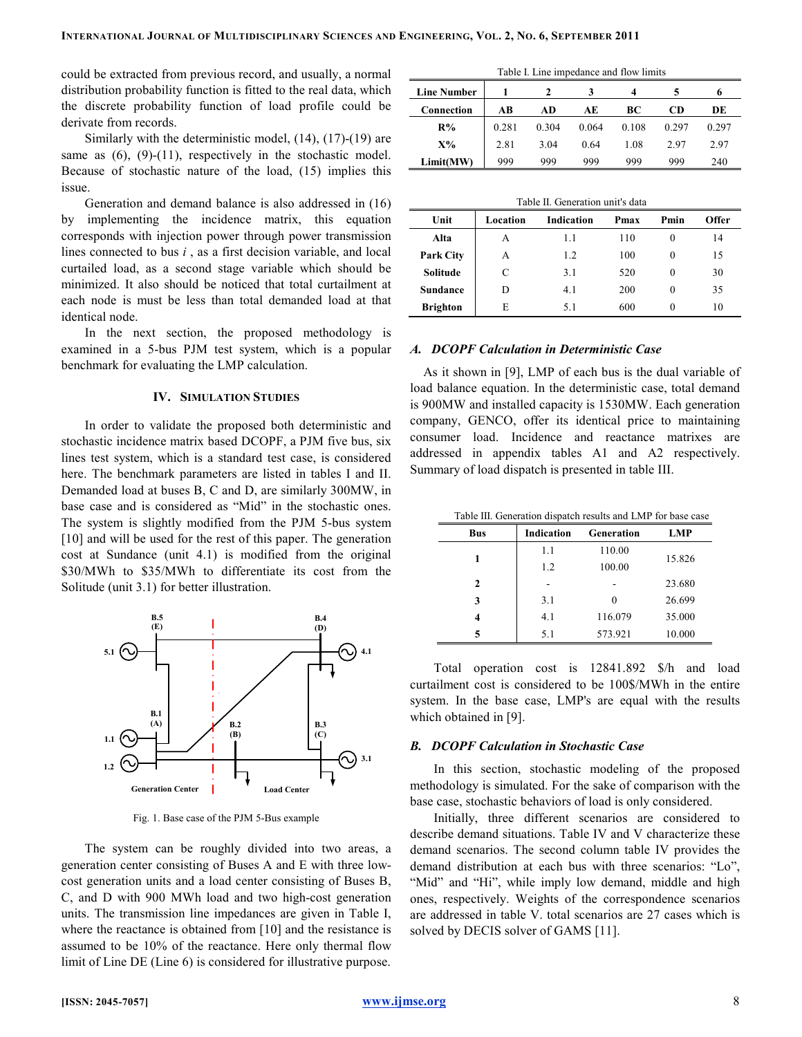could be extracted from previous record, and usually, a normal distribution probability function is fitted to the real data, which the discrete probability function of load profile could be derivate from records.

Similarly with the deterministic model, (14), (17)-(19) are same as (6), (9)-(11), respectively in the stochastic model. Because of stochastic nature of the load, (15) implies this issue.

Generation and demand balance is also addressed in (16) by implementing the incidence matrix, this equation corresponds with injection power through power transmission lines connected to bus $i$, as a first decision variable, and local curtailed load, as a second stage variable which should be minimized. It also should be noticed that total curtailment at each node is must be less than total demanded load at that identical node.

In the next section, the proposed methodology is examined in a 5-bus PJM test system, which is a popular benchmark for evaluating the LMP calculation.

## IV. Simulation Studies

In order to validate the proposed both deterministic and stochastic incidence matrix based DCOPF, a PJM five bus, six lines test system, which is a standard test case, is considered here. The benchmark parameters are listed in tables I and II. Demanded load at buses B, C and D, are similarly 300MW, in base case and is considered as "Mid" in the stochastic ones. The system is slightly modified from the PJM 5-bus system [10] and will be used for the rest of this paper. The generation cost at Sundance (unit 4.1) is modified from the original \$30/MWh to \$35/MWh to differentiate its cost from the Solitude (unit 3.1) for better illustration.

Fig. 1. Base case of the PJM 5-Bus example

The system can be roughly divided into two areas, a generation center consisting of Buses A and E with three low-cost generation units and a load center consisting of Buses B, C, and D with 900 MWh load and two high-cost generation units. The transmission line impedances are given in Table I, where the reactance is obtained from [10] and the resistance is assumed to be 10% of the reactance. Here only thermal flow limit of Line DE (Line 6) is considered for illustrative purpose.

Table I. Line impedance and flow limits

| Line Number | 1 | 2 | 3 | 4 | 5 | 6 |
|---|---|---|---|---|---|---|
| Connection | AB | AD | AE | BC | CD | DE |
| R% | 0.281 | 0.304 | 0.064 | 0.108 | 0.297 | 0.297 |
| X% | 2.81 | 3.04 | 0.64 | 1.08 | 2.97 | 2.97 |
| Limit(MW) | 999 | 999 | 999 | 999 | 999 | 240 |

Table II. Generation unit's data

| Unit | Location | Indication | Pmax | Pmin | Offer |
|---|---|---|---|---|---|
| Alta | A | 1.1 | 110 | 0 | 14 |
| Park City | A | 1.2 | 100 | 0 | 15 |
| Solitude | C | 3.1 | 520 | 0 | 30 |
| Sundance | D | 4.1 | 200 | 0 | 35 |
| Brighton | E | 5.1 | 600 | 0 | 10 |

### A. DCOPF Calculation in Deterministic Case

As it shown in [9], LMP of each bus is the dual variable of load balance equation. In the deterministic case, total demand is 900MW and installed capacity is 1530MW. Each generation company, GENCO, offer its identical price to maintaining consumer load. Incidence and reactance matrixes are addressed in appendix tables A1 and A2 respectively. Summary of load dispatch is presented in table III.

Table III. Generation dispatch results and LMP for base case

| Bus | Indication | Generation | LMP |
|---|---|---|---|
| 1 | 1.1 | 110.00 | 15.826 |
| | 1.2 | 100.00 | |
| 2 | - | - | 23.680 |
| 3 | 3.1 | 0 | 26.699 |
| 4 | 4.1 | 116.079 | 35.000 |
| 5 | 5.1 | 573.921 | 10.000 |

Total operation cost is 12841.892 \$/h and load curtailment cost is considered to be 100\$/MWh in the entire system. In the base case, LMP's are equal with the results which obtained in [9].

### B. DCOPF Calculation in Stochastic Case

In this section, stochastic modeling of the proposed methodology is simulated. For the sake of comparison with the base case, stochastic behaviors of load is only considered.

Initially, three different scenarios are considered to describe demand situations. Table IV and V characterize these demand scenarios. The second column table IV provides the demand distribution at each bus with three scenarios: "Lo", "Mid" and "Hi", while imply low demand, middle and high ones, respectively. Weights of the correspondence scenarios are addressed in table V. total scenarios are 27 cases which is solved by DECIS solver of GAMS [11].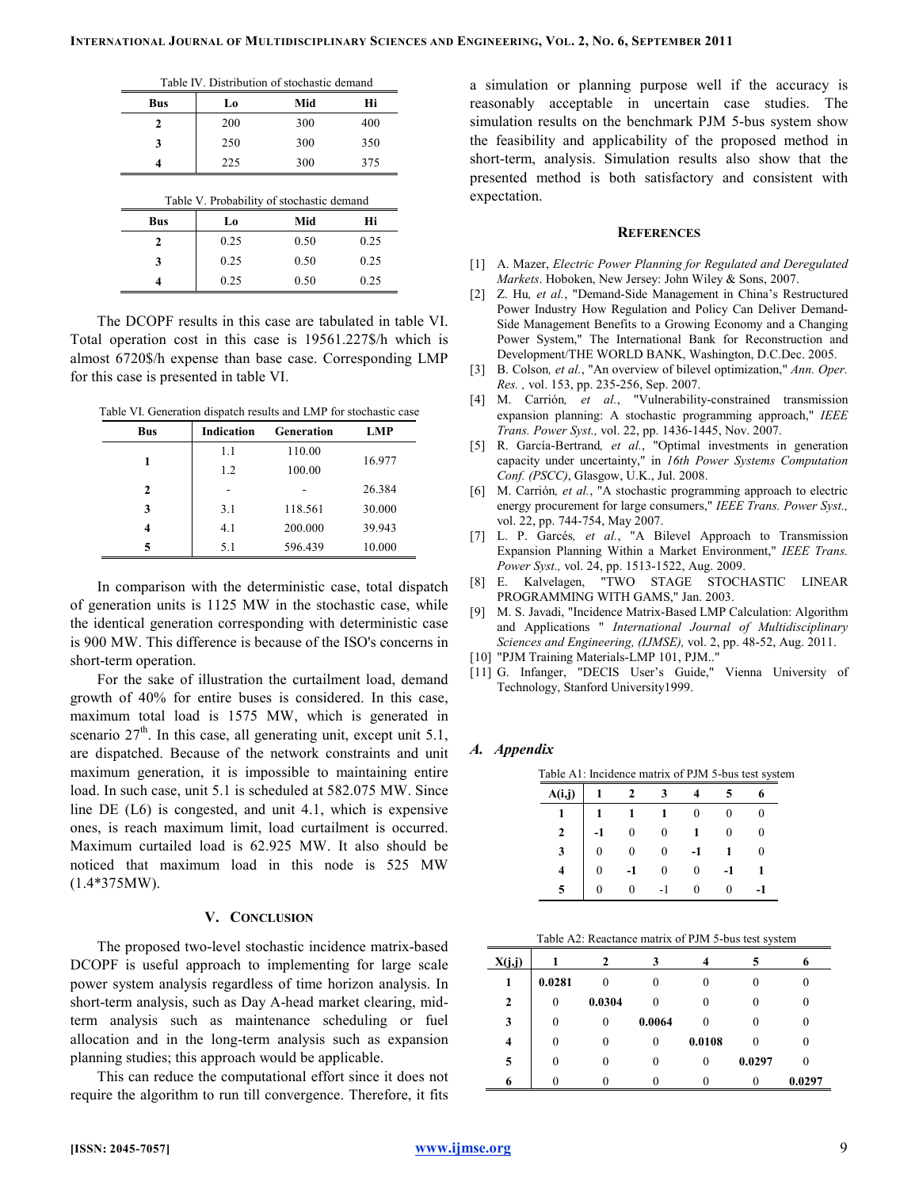Table IV. Distribution of stochastic demand

| Bus | Lo | Mid | Hi |
|---|---|---|---|
| 2 | 200 | 300 | 400 |
| 3 | 250 | 300 | 350 |
| 4 | 225 | 300 | 375 |

Table V. Probability of stochastic demand

| Bus | Lo | Mid | Hi |
|---|---|---|---|
| 2 | 0.25 | 0.50 | 0.25 |
| 3 | 0.25 | 0.50 | 0.25 |
| 4 | 0.25 | 0.50 | 0.25 |

The DCOPF results in this case are tabulated in table VI. Total operation cost in this case is 19561.227\$/h which is almost 6720\$/h expense than base case. Corresponding LMP for this case is presented in table VI.

Table VI. Generation dispatch results and LMP for stochastic case

| Bus | Indication | Generation | LMP |
|---|---|---|---|
| 1 | 1.1 | 110.00 | 16.977 |
| | 1.2 | 100.00 | |
| 2 | - | - | 26.384 |
| 3 | 3.1 | 118.561 | 30.000 |
| 4 | 4.1 | 200.000 | 39.943 |
| 5 | 5.1 | 596.439 | 10.000 |

In comparison with the deterministic case, total dispatch of generation units is 1125 MW in the stochastic case, while the identical generation corresponding with deterministic case is 900 MW. This difference is because of the ISO's concerns in short-term operation.

For the sake of illustration the curtailment load, demand growth of 40% for entire buses is considered. In this case, maximum total load is 1575 MW, which is generated in scenario 27[th]. In this case, all generating unit, except unit 5.1, are dispatched. Because of the network constraints and unit maximum generation, it is impossible to maintaining entire load. In such case, unit 5.1 is scheduled at 582.075 MW. Since line DE (L6) is congested, and unit 4.1, which is expensive ones, is reach maximum limit, load curtailment is occurred. Maximum curtailed load is 62.925 MW. It also should be noticed that maximum load in this node is 525 MW (1.4*375MW).

## V. Conclusion

The proposed two-level stochastic incidence matrix-based DCOPF is useful approach to implementing for large scale power system analysis regardless of time horizon analysis. In short-term analysis, such as Day A-head market clearing, mid-term analysis such as maintenance scheduling or fuel allocation and in the long-term analysis such as expansion planning studies; this approach would be applicable.

This can reduce the computational effort since it does not require the algorithm to run till convergence. Therefore, it fits a simulation or planning purpose well if the accuracy is reasonably acceptable in uncertain case studies. The simulation results on the benchmark PJM 5-bus system show the feasibility and applicability of the proposed method in short-term, analysis. Simulation results also show that the presented method is both satisfactory and consistent with expectation.

## References

[1] A. Mazer, *Electric Power Planning for Regulated and Deregulated Markets*. Hoboken, New Jersey: John Wiley & Sons, 2007.

[2] Z. Hu*, et al.*, "Demand-Side Management in China's Restructured Power Industry How Regulation and Policy Can Deliver Demand-Side Management Benefits to a Growing Economy and a Changing Power System," The International Bank for Reconstruction and Development/THE WORLD BANK, Washington, D.C.Dec. 2005.

[3] B. Colson*, et al.*, "An overview of bilevel optimization," *Ann. Oper. Res. ,* vol. 153, pp. 235-256, Sep. 2007.

[4] M. Carrión*, et al.*, "Vulnerability-constrained transmission expansion planning: A stochastic programming approach," *IEEE Trans. Power Syst.,* vol. 22, pp. 1436-1445, Nov. 2007.

[5] R. García-Bertrand*, et al.*, "Optimal investments in generation capacity under uncertainty," in *16th Power Systems Computation Conf. (PSCC)*, Glasgow, U.K., Jul. 2008.

[6] M. Carrión*, et al.*, "A stochastic programming approach to electric energy procurement for large consumers," *IEEE Trans. Power Syst.,* vol. 22, pp. 744-754, May 2007.

[7] L. P. Garcés*, et al.*, "A Bilevel Approach to Transmission Expansion Planning Within a Market Environment," *IEEE Trans. Power Syst.,* vol. 24, pp. 1513-1522, Aug. 2009.

[8] E. Kalvelagen, "TWO STAGE STOCHASTIC LINEAR PROGRAMMING WITH GAMS," Jan. 2003.

[9] M. S. Javadi, "Incidence Matrix-Based LMP Calculation: Algorithm and Applications " *International Journal of Multidisciplinary Sciences and Engineering, (IJMSE),* vol. 2, pp. 48-52, Aug. 2011.

[10] "PJM Training Materials-LMP 101, PJM.."

[11] G. Infanger, "DECIS User's Guide," Vienna University of Technology, Stanford University1999.

### *A. Appendix*

Table A1: Incidence matrix of PJM 5-bus test system

| A(i,j) | 1 | 2 | 3 | 4 | 5 | 6 |
|---|---|---|---|---|---|---|
| 1 | 1 | 1 | 1 | 0 | 0 | 0 |
| 2 | -1 | 0 | 0 | 1 | 0 | 0 |
| 3 | 0 | 0 | 0 | -1 | 1 | 0 |
| 4 | 0 | -1 | 0 | 0 | -1 | 1 |
| 5 | 0 | 0 | -1 | 0 | 0 | -1 |

Table A2: Reactance matrix of PJM 5-bus test system

| X(j,j) | 1 | 2 | 3 | 4 | 5 | 6 |
|---|---|---|---|---|---|---|
| 1 | 0.0281 | 0 | 0 | 0 | 0 | 0 |
| 2 | 0 | 0.0304 | 0 | 0 | 0 | 0 |
| 3 | 0 | 0 | 0.0064 | 0 | 0 | 0 |
| 4 | 0 | 0 | 0 | 0.0108 | 0 | 0 |
| 5 | 0 | 0 | 0 | 0 | 0.0297 | 0 |
| 6 | 0 | 0 | 0 | 0 | 0 | 0.0297 |